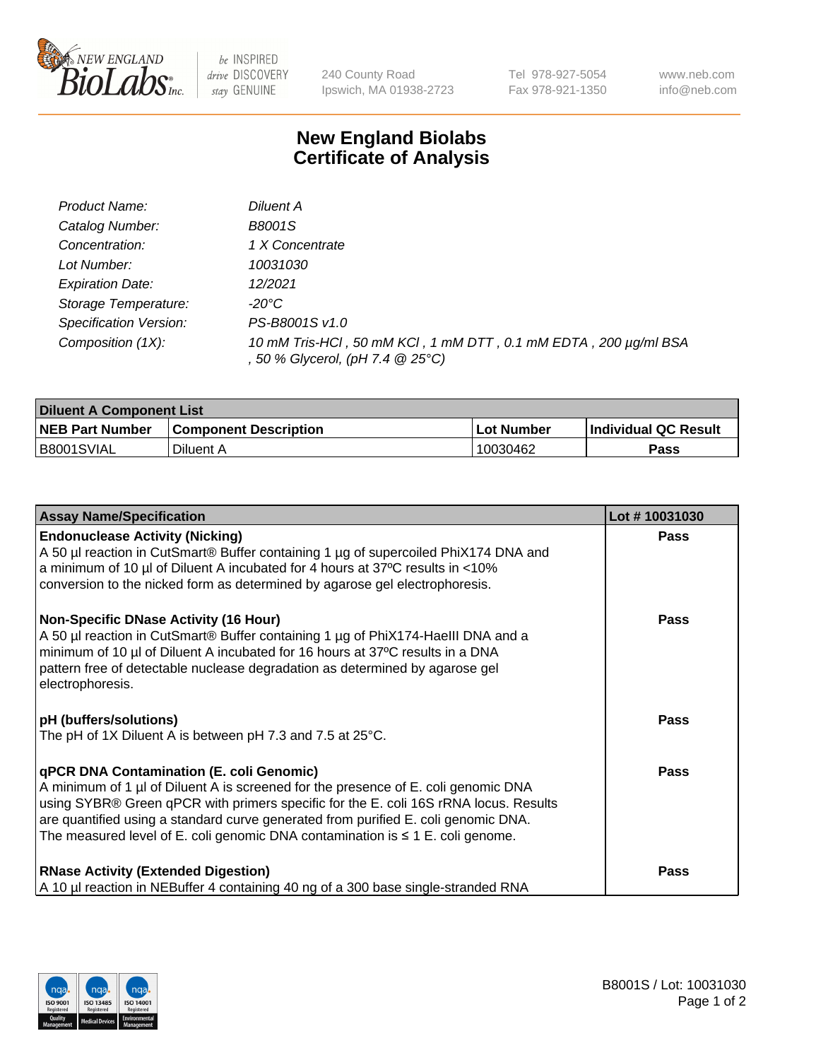# New England Biolabs
# Certificate of Analysis

| | |
|---|---|
| *Product Name:* | *Diluent A* |
| *Catalog Number:* | *B8001S* |
| *Concentration:* | *1 X Concentrate* |
| *Lot Number:* | *10031030* |
| *Expiration Date:* | *12/2021* |
| *Storage Temperature:* | *-20°C* |
| *Specification Version:* | *PS-B8001S v1.0* |
| *Composition (1X):* | *10 mM Tris-HCl , 50 mM KCl , 1 mM DTT , 0.1 mM EDTA , 200 µg/ml BSA , 50 % Glycerol, (pH 7.4 @ 25°C)* |

| **Diluent A Component List** | | | |
|---|---|---|---|
| **NEB Part Number** | **Component Description** | **Lot Number** | **Individual QC Result** |
| B8001SVIAL | Diluent A | 10030462 | **Pass** |

| **Assay Name/Specification** | **Lot # 10031030** |
|---|---|
| **Endonuclease Activity (Nicking)**<br>A 50 µl reaction in CutSmart® Buffer containing 1 µg of supercoiled PhiX174 DNA and a minimum of 10 µl of Diluent A incubated for 4 hours at 37ºC results in <10% conversion to the nicked form as determined by agarose gel electrophoresis. | **Pass** |
| **Non-Specific DNase Activity (16 Hour)**<br>A 50 µl reaction in CutSmart® Buffer containing 1 µg of PhiX174-HaeIII DNA and a minimum of 10 µl of Diluent A incubated for 16 hours at 37ºC results in a DNA pattern free of detectable nuclease degradation as determined by agarose gel electrophoresis. | **Pass** |
| **pH (buffers/solutions)**<br>The pH of 1X Diluent A is between pH 7.3 and 7.5 at 25°C. | **Pass** |
| **qPCR DNA Contamination (E. coli Genomic)**<br>A minimum of 1 µl of Diluent A is screened for the presence of E. coli genomic DNA using SYBR® Green qPCR with primers specific for the E. coli 16S rRNA locus. Results are quantified using a standard curve generated from purified E. coli genomic DNA. The measured level of E. coli genomic DNA contamination is ≤ 1 E. coli genome. | **Pass** |
| **RNase Activity (Extended Digestion)**<br>A 10 µl reaction in NEBuffer 4 containing 40 ng of a 300 base single-stranded RNA | **Pass** |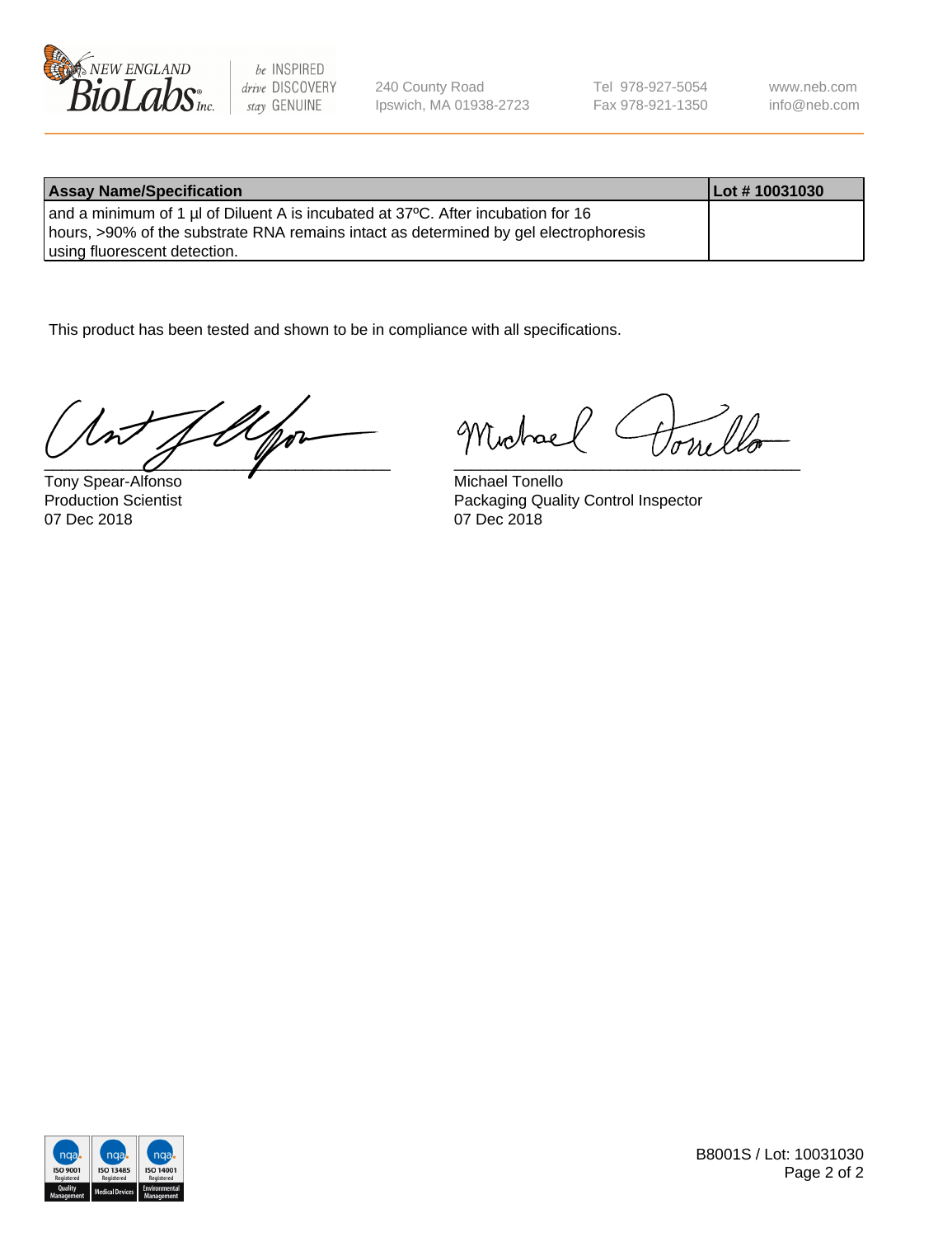| Assay Name/Specification | Lot # 10031030 |
|---|---|
| and a minimum of 1 µl of Diluent A is incubated at 37ºC. After incubation for 16 hours, >90% of the substrate RNA remains intact as determined by gel electrophoresis using fluorescent detection. | |

This product has been tested and shown to be in compliance with all specifications.

Tony Spear-Alfonso
Production Scientist
07 Dec 2018

Michael Tonello
Packaging Quality Control Inspector
07 Dec 2018

B8001S / Lot: 10031030